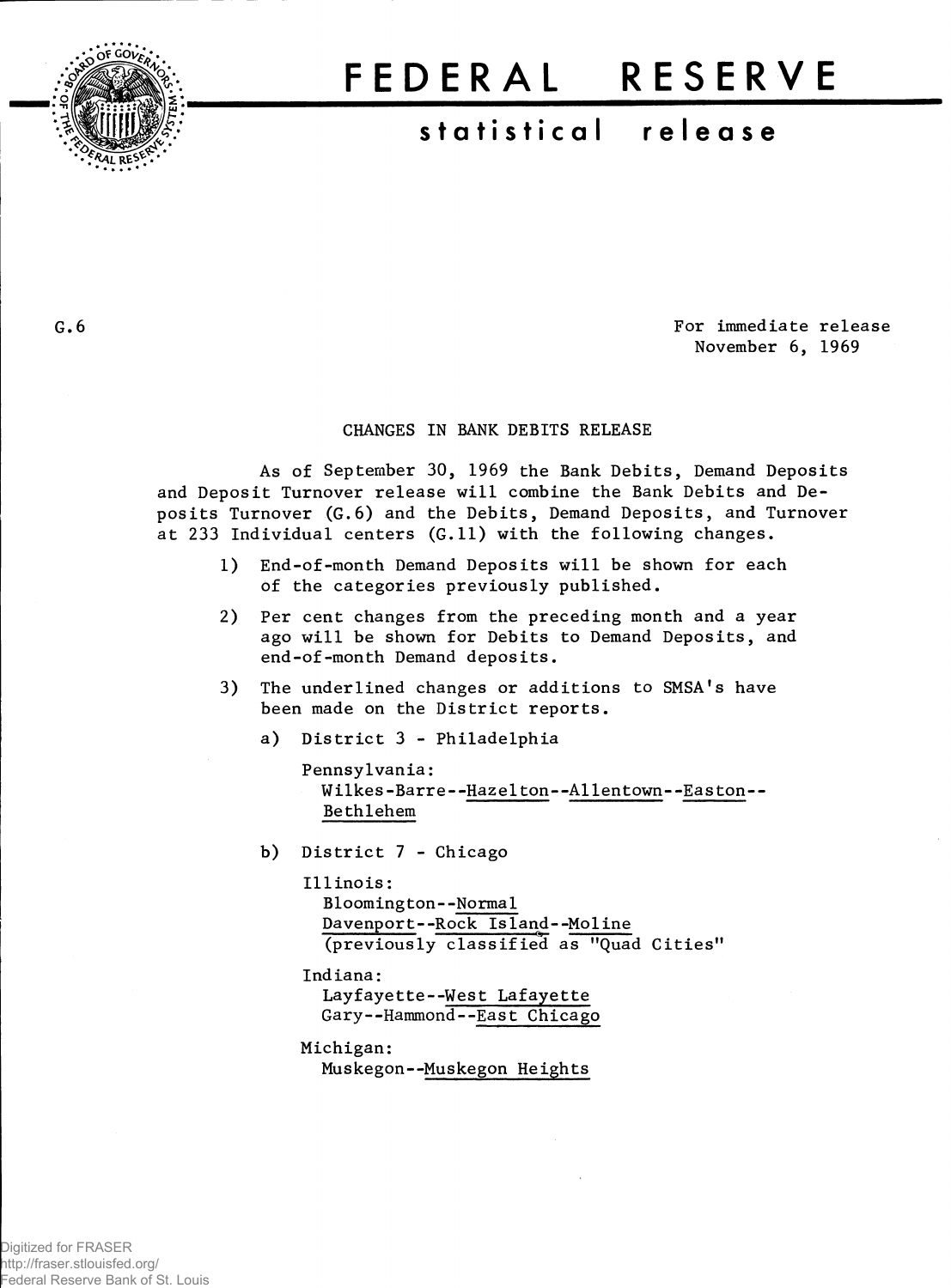# FEDERAL RESERVE

## statistical release

G.6

For immediate release
November 6, 1969

### CHANGES IN BANK DEBITS RELEASE

As of September 30, 1969 the Bank Debits, Demand Deposits and Deposit Turnover release will combine the Bank Debits and Deposits Turnover (G.6) and the Debits, Demand Deposits, and Turnover at 233 Individual centers (G.11) with the following changes.

1) End-of-month Demand Deposits will be shown for each of the categories previously published.

2) Per cent changes from the preceding month and a year ago will be shown for Debits to Demand Deposits, and end-of-month Demand deposits.

3) The underlined changes or additions to SMSA's have been made on the District reports.

   a) District 3 - Philadelphia

      Pennsylvania:
      Wilkes-Barre--Hazelton--Allentown--Easton--Bethlehem

   b) District 7 - Chicago

      Illinois:
      Bloomington--Normal
      Davenport--Rock Island--Moline
      (previously classified as "Quad Cities"

      Indiana:
      Layfayette--West Lafayette
      Gary--Hammond--East Chicago

      Michigan:
      Muskegon--Muskegon Heights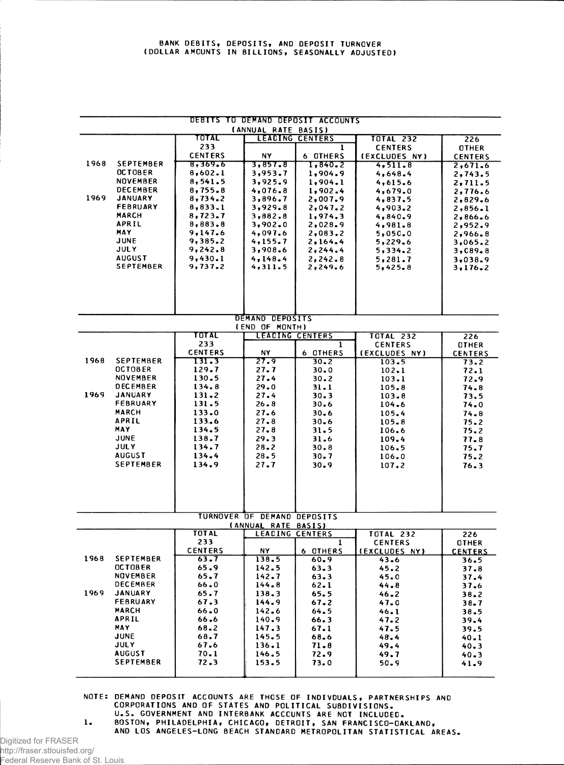BANK DEBITS, DEPOSITS, AND DEPOSIT TURNOVER
(DOLLAR AMOUNTS IN BILLIONS, SEASONALLY ADJUSTED)

DEBITS TO DEMAND DEPOSIT ACCOUNTS
(ANNUAL RATE BASIS)

| | | TOTAL 233 CENTERS | LEADING CENTERS | | TOTAL 232 CENTERS (EXCLUDES NY) | 226 OTHER CENTERS |
|---|---|---|---|---|---|---|
| | | | NY | 6 OTHERS [1] | | |
| 1968 | SEPTEMBER | 8,369.6 | 3,857.8 | 1,840.2 | 4,511.8 | 2,671.6 |
| | OCTOBER | 8,602.1 | 3,953.7 | 1,904.9 | 4,648.4 | 2,743.5 |
| | NOVEMBER | 8,541.5 | 3,925.9 | 1,904.1 | 4,615.6 | 2,711.5 |
| | DECEMBER | 8,755.8 | 4,076.8 | 1,902.4 | 4,679.0 | 2,776.6 |
| 1969 | JANUARY | 8,734.2 | 3,896.7 | 2,007.9 | 4,837.5 | 2,829.6 |
| | FEBRUARY | 8,833.1 | 3,929.8 | 2,047.2 | 4,903.2 | 2,856.1 |
| | MARCH | 8,723.7 | 3,882.8 | 1,974.3 | 4,840.9 | 2,866.6 |
| | APRIL | 8,883.8 | 3,902.0 | 2,028.9 | 4,981.8 | 2,952.9 |
| | MAY | 9,147.6 | 4,097.6 | 2,083.2 | 5,050.0 | 2,966.8 |
| | JUNE | 9,385.2 | 4,155.7 | 2,164.4 | 5,229.6 | 3,065.2 |
| | JULY | 9,242.8 | 3,908.6 | 2,244.4 | 5,334.2 | 3,089.8 |
| | AUGUST | 9,430.1 | 4,148.4 | 2,242.8 | 5,281.7 | 3,038.9 |
| | SEPTEMBER | 9,737.2 | 4,311.5 | 2,249.6 | 5,425.8 | 3,176.2 |

DEMAND DEPOSITS
(END OF MONTH)

| | | TOTAL 233 CENTERS | LEADING CENTERS | | TOTAL 232 CENTERS (EXCLUDES NY) | 226 OTHER CENTERS |
|---|---|---|---|---|---|---|
| | | | NY | 6 OTHERS [1] | | |
| 1968 | SEPTEMBER | 131.3 | 27.9 | 30.2 | 103.5 | 73.2 |
| | OCTOBER | 129.7 | 27.7 | 30.0 | 102.1 | 72.1 |
| | NOVEMBER | 130.5 | 27.4 | 30.2 | 103.1 | 72.9 |
| | DECEMBER | 134.8 | 29.0 | 31.1 | 105.8 | 74.8 |
| 1969 | JANUARY | 131.2 | 27.4 | 30.3 | 103.8 | 73.5 |
| | FEBRUARY | 131.5 | 26.8 | 30.6 | 104.6 | 74.0 |
| | MARCH | 133.0 | 27.6 | 30.6 | 105.4 | 74.8 |
| | APRIL | 133.6 | 27.8 | 30.6 | 105.8 | 75.2 |
| | MAY | 134.5 | 27.8 | 31.5 | 106.6 | 75.2 |
| | JUNE | 138.7 | 29.3 | 31.6 | 109.4 | 77.8 |
| | JULY | 134.7 | 28.2 | 30.8 | 106.5 | 75.7 |
| | AUGUST | 134.4 | 28.5 | 30.7 | 106.0 | 75.2 |
| | SEPTEMBER | 134.9 | 27.7 | 30.9 | 107.2 | 76.3 |

TURNOVER OF DEMAND DEPOSITS
(ANNUAL RATE BASIS)

| | | TOTAL 233 CENTERS | LEADING CENTERS | | TOTAL 232 CENTERS (EXCLUDES NY) | 226 OTHER CENTERS |
|---|---|---|---|---|---|---|
| | | | NY | 6 OTHERS [1] | | |
| 1968 | SEPTEMBER | 63.7 | 138.5 | 60.9 | 43.6 | 36.5 |
| | OCTOBER | 65.9 | 142.5 | 63.3 | 45.2 | 37.8 |
| | NOVEMBER | 65.7 | 142.7 | 63.3 | 45.0 | 37.4 |
| | DECEMBER | 66.0 | 144.8 | 62.1 | 44.8 | 37.6 |
| 1969 | JANUARY | 65.7 | 138.3 | 65.5 | 46.2 | 38.2 |
| | FEBRUARY | 67.3 | 144.9 | 67.2 | 47.0 | 38.7 |
| | MARCH | 66.0 | 142.6 | 64.5 | 46.1 | 38.5 |
| | APRIL | 66.6 | 140.9 | 66.3 | 47.2 | 39.4 |
| | MAY | 68.2 | 147.3 | 67.1 | 47.5 | 39.5 |
| | JUNE | 68.7 | 145.5 | 68.6 | 48.4 | 40.1 |
| | JULY | 67.6 | 136.1 | 71.8 | 49.4 | 40.3 |
| | AUGUST | 70.1 | 146.5 | 72.9 | 49.7 | 40.3 |
| | SEPTEMBER | 72.3 | 153.5 | 73.0 | 50.9 | 41.9 |

NOTE: DEMAND DEPOSIT ACCOUNTS ARE THOSE OF INDIVDUALS, PARTNERSHIPS AND CORPORATIONS AND OF STATES AND POLITICAL SUBDIVISIONS. U.S. GOVERNMENT AND INTERBANK ACCCUNTS ARE NOT INCLUDED.

1. BOSTON, PHILADELPHIA, CHICAGO, DETROIT, SAN FRANCISCO-OAKLAND, AND LOS ANGELES-LONG BEACH STANDARD METROPOLITAN STATISTICAL AREAS.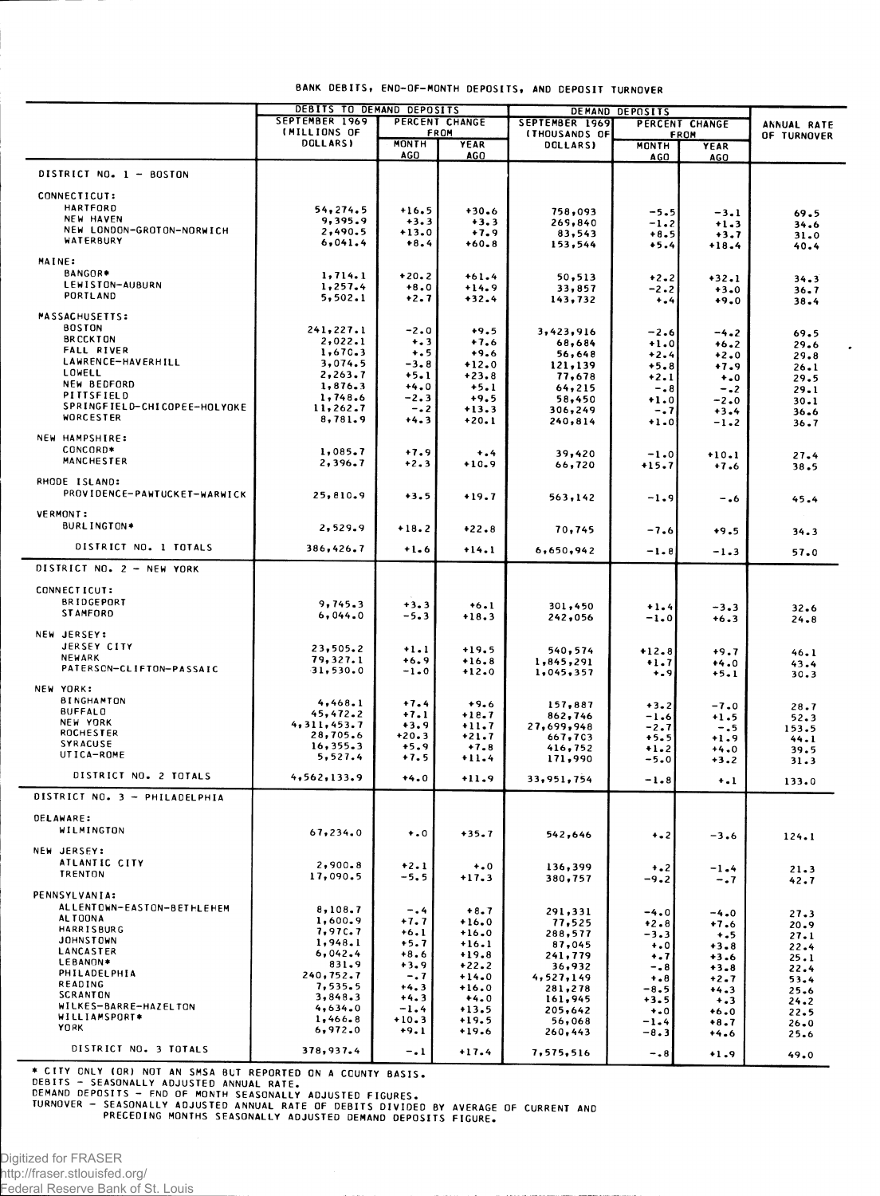# BANK DEBITS, END-OF-MONTH DEPOSITS, AND DEPOSIT TURNOVER

| | DEBITS TO DEMAND DEPOSITS | | | DEMAND DEPOSITS | | | ANNUAL RATE OF TURNOVER |
|---|---|---|---|---|---|---|---|
| | SEPTEMBER 1969 (MILLIONS OF DOLLARS) | PERCENT CHANGE FROM | | SEPTEMBER 1969 (THOUSANDS OF DOLLARS) | PERCENT CHANGE FROM | | |
| | | MONTH AGO | YEAR AGO | | MONTH AGO | YEAR AGO | |
| **DISTRICT NO. 1 - BOSTON** | | | | | | | |
| CONNECTICUT: | | | | | | | |
| HARTFORD | 54,274.5 | +16.5 | +30.6 | 758,093 | -5.5 | -3.1 | 69.5 |
| NEW HAVEN | 9,395.9 | +3.3 | +3.3 | 269,840 | -1.2 | +1.3 | 34.6 |
| NEW LONDON-GROTON-NORWICH | 2,490.5 | +13.0 | +7.9 | 83,543 | +8.5 | +3.7 | 31.0 |
| WATERBURY | 6,041.4 | +8.4 | +60.8 | 153,544 | +5.4 | +18.4 | 40.4 |
| MAINE: | | | | | | | |
| BANGOR* | 1,714.1 | +20.2 | +61.4 | 50,513 | +2.2 | +32.1 | 34.3 |
| LEWISTON-AUBURN | 1,257.4 | +8.0 | +14.9 | 33,857 | -2.2 | +3.0 | 36.7 |
| PORTLAND | 5,502.1 | +2.7 | +32.4 | 143,732 | +.4 | +9.0 | 38.4 |
| MASSACHUSETTS: | | | | | | | |
| BOSTON | 241,227.1 | -2.0 | +9.5 | 3,423,916 | -2.6 | -4.2 | 69.5 |
| BROCKTON | 2,022.1 | +.3 | +7.6 | 68,684 | +1.0 | +6.2 | 29.6 |
| FALL RIVER | 1,670.3 | +.5 | +9.6 | 56,648 | +2.4 | +2.0 | 29.8 |
| LAWRENCE-HAVERHILL | 3,074.5 | -3.8 | +12.0 | 121,139 | +5.8 | +7.9 | 26.1 |
| LOWELL | 2,263.7 | +5.1 | +23.8 | 77,678 | +2.1 | +.0 | 29.5 |
| NEW BEDFORD | 1,876.3 | +4.0 | +5.1 | 64,215 | -.8 | -.2 | 29.1 |
| PITTSFIELD | 1,748.6 | -2.3 | +9.5 | 58,450 | +1.0 | -2.0 | 30.1 |
| SPRINGFIELD-CHICOPEE-HOLYOKE | 11,262.7 | -.2 | +13.3 | 306,249 | -.7 | +3.4 | 36.6 |
| WORCESTER | 8,781.9 | +4.3 | +20.1 | 240,814 | +1.0 | -1.2 | 36.7 |
| NEW HAMPSHIRE: | | | | | | | |
| CONCORD* | 1,085.7 | +7.9 | +.4 | 39,420 | -1.0 | +10.1 | 27.4 |
| MANCHESTER | 2,396.7 | +2.3 | +10.9 | 66,720 | +15.7 | +7.6 | 38.5 |
| RHODE ISLAND: | | | | | | | |
| PROVIDENCE-PAWTUCKET-WARWICK | 25,810.9 | +3.5 | +19.7 | 563,142 | -1.9 | -.6 | 45.4 |
| VERMONT: | | | | | | | |
| BURLINGTON* | 2,529.9 | +18.2 | +22.8 | 70,745 | -7.6 | +9.5 | 34.3 |
| DISTRICT NO. 1 TOTALS | 386,426.7 | +1.6 | +14.1 | 6,650,942 | -1.8 | -1.3 | 57.0 |
| **DISTRICT NO. 2 - NEW YORK** | | | | | | | |
| CONNECTICUT: | | | | | | | |
| BRIDGEPORT | 9,745.3 | +3.3 | +6.1 | 301,450 | +1.4 | -3.3 | 32.6 |
| STAMFORD | 6,044.0 | -5.3 | +18.3 | 242,056 | -1.0 | +6.3 | 24.8 |
| NEW JERSEY: | | | | | | | |
| JERSEY CITY | 23,505.2 | +1.1 | +19.5 | 540,574 | +12.8 | +9.7 | 46.1 |
| NEWARK | 79,327.1 | +6.9 | +16.8 | 1,845,291 | +1.7 | +4.0 | 43.4 |
| PATERSON-CLIFTON-PASSAIC | 31,530.0 | -1.0 | +12.0 | 1,045,357 | +.9 | +5.1 | 30.3 |
| NEW YORK: | | | | | | | |
| BINGHAMTON | 4,468.1 | +7.4 | +9.6 | 157,887 | +3.2 | -7.0 | 28.7 |
| BUFFALO | 45,472.2 | +7.1 | +18.7 | 862,746 | -1.6 | +1.5 | 52.3 |
| NEW YORK | 4,311,453.7 | +3.9 | +11.7 | 27,699,948 | -2.7 | -.5 | 153.5 |
| ROCHESTER | 28,705.6 | +20.3 | +21.7 | 667,703 | +5.5 | +1.9 | 44.1 |
| SYRACUSE | 16,355.3 | +5.9 | +7.8 | 416,752 | +1.2 | +4.0 | 39.5 |
| UTICA-ROME | 5,527.4 | +7.5 | +11.4 | 171,990 | -5.0 | +3.2 | 31.3 |
| DISTRICT NO. 2 TOTALS | 4,562,133.9 | +4.0 | +11.9 | 33,951,754 | -1.8 | +.1 | 133.0 |
| **DISTRICT NO. 3 - PHILADELPHIA** | | | | | | | |
| DELAWARE: | | | | | | | |
| WILMINGTON | 67,234.0 | +.0 | +35.7 | 542,646 | +.2 | -3.6 | 124.1 |
| NEW JERSEY: | | | | | | | |
| ATLANTIC CITY | 2,900.8 | +2.1 | +.0 | 136,399 | +.2 | -1.4 | 21.3 |
| TRENTON | 17,090.5 | -5.5 | +17.3 | 380,757 | -9.2 | -.7 | 42.7 |
| PENNSYLVANIA: | | | | | | | |
| ALLENTOWN-EASTON-BETHLEHEM | 8,108.7 | -.4 | +8.7 | 291,331 | -4.0 | -4.0 | 27.3 |
| ALTOONA | 1,600.9 | +7.7 | +16.0 | 77,525 | +2.8 | +7.6 | 20.9 |
| HARRISBURG | 7,970.7 | +6.1 | +16.0 | 288,577 | -3.3 | +.5 | 27.1 |
| JOHNSTOWN | 1,948.1 | +5.7 | +16.1 | 87,045 | +.0 | +3.8 | 22.4 |
| LANCASTER | 6,042.4 | +8.6 | +19.8 | 241,779 | +.7 | +3.6 | 25.1 |
| LEBANON* | 831.9 | +3.9 | +22.2 | 36,932 | -.8 | +3.8 | 22.4 |
| PHILADELPHIA | 240,752.7 | -.7 | +14.0 | 4,527,149 | +.8 | +2.7 | 53.4 |
| READING | 7,535.5 | +4.3 | +16.0 | 281,278 | -8.5 | +4.3 | 25.6 |
| SCRANTON | 3,848.3 | +4.3 | +4.0 | 161,945 | +3.5 | +.3 | 24.2 |
| WILKES-BARRE-HAZELTON | 4,634.0 | -1.4 | +13.5 | 205,642 | +.0 | +6.0 | 22.5 |
| WILLIAMSPORT* | 1,466.8 | +10.3 | +19.5 | 56,068 | -1.4 | +8.7 | 26.0 |
| YORK | 6,972.0 | +9.1 | +19.6 | 260,443 | -8.3 | +4.6 | 25.6 |
| DISTRICT NO. 3 TOTALS | 378,937.4 | -.1 | +17.4 | 7,575,516 | -.8 | +1.9 | 49.0 |

\* CITY ONLY (OR) NOT AN SMSA BUT REPORTED ON A COUNTY BASIS.
DEBITS - SEASONALLY ADJUSTED ANNUAL RATE.
DEMAND DEPOSITS - END OF MONTH SEASONALLY ADJUSTED FIGURES.
TURNOVER - SEASONALLY ADJUSTED ANNUAL RATE OF DEBITS DIVIDED BY AVERAGE OF CURRENT AND PRECEDING MONTHS SEASONALLY ADJUSTED DEMAND DEPOSITS FIGURE.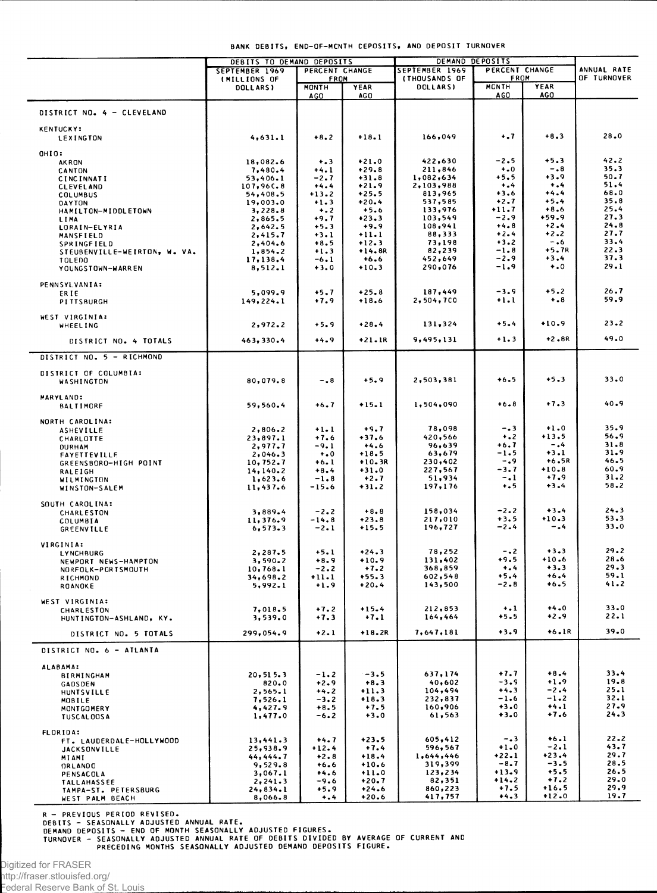BANK DEBITS, END-OF-MONTH DEPOSITS, AND DEPOSIT TURNOVER

| | DEBITS TO DEMAND DEPOSITS | | | DEMAND DEPOSITS | | | ANNUAL RATE OF TURNOVER |
|---|---|---|---|---|---|---|---|
| | SEPTEMBER 1969 (MILLIONS OF DOLLARS) | PERCENT CHANGE FROM | | SEPTEMBER 1969 (THOUSANDS OF DOLLARS) | PERCENT CHANGE FROM | | |
| | | MONTH AGO | YEAR AGO | | MONTH AGO | YEAR AGO | |
| **DISTRICT NO. 4 - CLEVELAND** | | | | | | | |
| KENTUCKY: | | | | | | | |
| LEXINGTON | 4,631.1 | +8.2 | +18.1 | 166,049 | +.7 | +8.3 | 28.0 |
| OHIO: | | | | | | | |
| AKRON | 18,082.6 | +.3 | +21.0 | 422,630 | -2.5 | +5.3 | 42.2 |
| CANTON | 7,480.4 | +4.1 | +29.8 | 211,846 | +.0 | -.8 | 35.3 |
| CINCINNATI | 53,406.1 | -2.7 | +31.8 | 1,082,634 | +5.5 | +3.9 | 50.7 |
| CLEVELAND | 107,960.8 | +4.4 | +21.9 | 2,103,988 | +.4 | +.4 | 51.4 |
| COLUMBUS | 54,408.5 | +13.2 | +25.5 | 813,965 | +3.6 | +4.4 | 68.0 |
| DAYTON | 19,003.0 | +1.3 | +20.4 | 537,585 | +2.7 | +5.4 | 35.8 |
| HAMILTON-MIDDLETOWN | 3,228.8 | +.2 | +5.6 | 133,976 | +11.7 | +8.6 | 25.4 |
| LIMA | 2,865.5 | +9.7 | +23.3 | 103,549 | -2.9 | +59.9 | 27.3 |
| LORAIN-ELYRIA | 2,642.5 | +5.3 | +9.9 | 108,941 | +4.8 | +2.4 | 24.8 |
| MANSFIELD | 2,415.7 | +3.1 | +11.1 | 88,333 | +2.4 | +2.2 | 27.7 |
| SPRINGFIELD | 2,404.6 | +8.5 | +12.3 | 73,198 | +3.2 | -.6 | 33.4 |
| STEUBENVILLE-WEIRTON, W. VA. | 1,854.2 | +1.3 | +14.8R | 82,239 | -1.8 | +5.7R | 22.3 |
| TOLEDO | 17,138.4 | -6.1 | +6.6 | 452,649 | -2.9 | +3.4 | 37.3 |
| YOUNGSTOWN-WARREN | 8,512.1 | +3.0 | +10.3 | 290,076 | -1.9 | +.0 | 29.1 |
| PENNSYLVANIA: | | | | | | | |
| ERIE | 5,099.9 | +5.7 | +25.8 | 187,449 | -3.9 | +5.2 | 26.7 |
| PITTSBURGH | 149,224.1 | +7.9 | +18.6 | 2,504,700 | +1.1 | +.8 | 59.9 |
| WEST VIRGINIA: | | | | | | | |
| WHEELING | 2,972.2 | +5.9 | +28.4 | 131,324 | +5.4 | +10.9 | 23.2 |
| DISTRICT NO. 4 TOTALS | 463,330.4 | +4.9 | +21.1R | 9,495,131 | +1.3 | +2.8R | 49.0 |
| **DISTRICT NO. 5 - RICHMOND** | | | | | | | |
| DISTRICT OF COLUMBIA: | | | | | | | |
| WASHINGTON | 80,079.8 | -.8 | +5.9 | 2,503,381 | +6.5 | +5.3 | 33.0 |
| MARYLAND: | | | | | | | |
| BALTIMORE | 59,560.4 | +6.7 | +15.1 | 1,504,090 | +6.8 | +7.3 | 40.9 |
| NORTH CAROLINA: | | | | | | | |
| ASHEVILLE | 2,806.2 | +1.1 | +9.7 | 78,098 | -.3 | +1.0 | 35.9 |
| CHARLOTTE | 23,897.1 | +7.6 | +37.6 | 420,566 | +.2 | +13.5 | 56.9 |
| DURHAM | 2,977.7 | -9.1 | +4.6 | 96,639 | +6.7 | -.4 | 31.8 |
| FAYETTEVILLE | 2,046.3 | +.0 | +18.5 | 63,679 | -1.5 | +3.1 | 31.9 |
| GREENSBORO-HIGH POINT | 10,752.7 | +6.1 | +10.3R | 230,402 | -.9 | +6.5R | 46.5 |
| RALEIGH | 14,140.2 | +8.4 | +31.0 | 227,567 | -3.7 | +10.8 | 60.9 |
| WILMINGTON | 1,623.6 | -1.8 | +2.7 | 51,934 | -.1 | +7.9 | 31.2 |
| WINSTON-SALEM | 11,437.6 | -15.6 | +31.2 | 197,176 | +.5 | +3.4 | 58.2 |
| SOUTH CAROLINA: | | | | | | | |
| CHARLESTON | 3,889.4 | -2.2 | +8.8 | 158,034 | -2.2 | +3.4 | 24.3 |
| COLUMBIA | 11,376.9 | -14.8 | +23.8 | 217,010 | +3.5 | +10.3 | 53.3 |
| GREENVILLE | 6,573.3 | -2.1 | +15.5 | 196,727 | -2.4 | -.4 | 33.0 |
| VIRGINIA: | | | | | | | |
| LYNCHBURG | 2,287.5 | +5.1 | +24.3 | 78,252 | -.2 | +3.3 | 29.2 |
| NEWPORT NEWS-HAMPTON | 3,590.2 | +8.9 | +10.9 | 131,402 | +9.5 | +10.6 | 28.6 |
| NORFOLK-PORTSMOUTH | 10,768.1 | -2.2 | +7.2 | 368,859 | +.4 | +3.3 | 29.3 |
| RICHMOND | 34,698.2 | +11.1 | +55.3 | 602,548 | +5.4 | +6.4 | 59.1 |
| ROANOKE | 5,992.1 | +1.9 | +20.4 | 143,500 | -2.8 | +6.5 | 41.2 |
| WEST VIRGINIA: | | | | | | | |
| CHARLESTON | 7,018.5 | +7.2 | +15.4 | 212,853 | +.1 | +4.0 | 33.0 |
| HUNTINGTON-ASHLAND, KY. | 3,539.0 | +7.3 | +7.1 | 164,464 | +5.5 | +2.9 | 22.1 |
| DISTRICT NO. 5 TOTALS | 299,054.9 | +2.1 | +18.2R | 7,647,181 | +3.9 | +6.1R | 39.0 |
| **DISTRICT NO. 6 - ATLANTA** | | | | | | | |
| ALABAMA: | | | | | | | |
| BIRMINGHAM | 20,515.3 | -1.2 | -3.5 | 637,174 | +7.7 | +8.4 | 33.4 |
| GADSDEN | 820.0 | +2.9 | +8.3 | 40,602 | -3.9 | +1.9 | 19.8 |
| HUNTSVILLE | 2,565.1 | +4.2 | +11.3 | 104,494 | +4.3 | -2.4 | 25.1 |
| MOBILE | 7,526.1 | -3.2 | +18.3 | 232,837 | -1.6 | -1.2 | 32.1 |
| MONTGOMERY | 4,427.9 | +8.5 | +7.5 | 160,906 | +3.0 | +4.1 | 27.9 |
| TUSCALOOSA | 1,477.0 | -6.2 | +3.0 | 61,563 | +3.0 | +7.6 | 24.3 |
| FLORIDA: | | | | | | | |
| FT. LAUDERDALE-HOLLYWOOD | 13,441.3 | +4.7 | +23.5 | 605,412 | -.3 | +6.1 | 22.2 |
| JACKSONVILLE | 25,938.9 | +12.4 | +7.4 | 596,567 | +1.0 | -2.1 | 43.7 |
| MIAMI | 44,444.7 | +2.8 | +18.4 | 1,644,446 | +22.1 | +23.4 | 29.7 |
| ORLANDO | 9,529.8 | +6.6 | +10.6 | 319,399 | -8.7 | -3.5 | 28.5 |
| PENSACOLA | 3,067.1 | +4.6 | +11.0 | 123,234 | +13.9 | +5.5 | 26.5 |
| TALLAHASSEE | 2,241.3 | -9.6 | +20.7 | 82,351 | +14.2 | +7.2 | 29.0 |
| TAMPA-ST. PETERSBURG | 24,834.1 | +5.9 | +24.6 | 860,223 | +7.5 | +16.5 | 29.9 |
| WEST PALM BEACH | 8,066.8 | +.4 | +20.6 | 417,757 | +4.3 | +12.0 | 19.7 |

R - PREVIOUS PERIOD REVISED.
DEBITS - SEASONALLY ADJUSTED ANNUAL RATE.
DEMAND DEPOSITS - END OF MONTH SEASONALLY ADJUSTED FIGURES.
TURNOVER - SEASONALLY ADJUSTED ANNUAL RATE OF DEBITS DIVIDED BY AVERAGE OF CURRENT AND PRECEDING MONTHS SEASONALLY ADJUSTED DEMAND DEPOSITS FIGURE.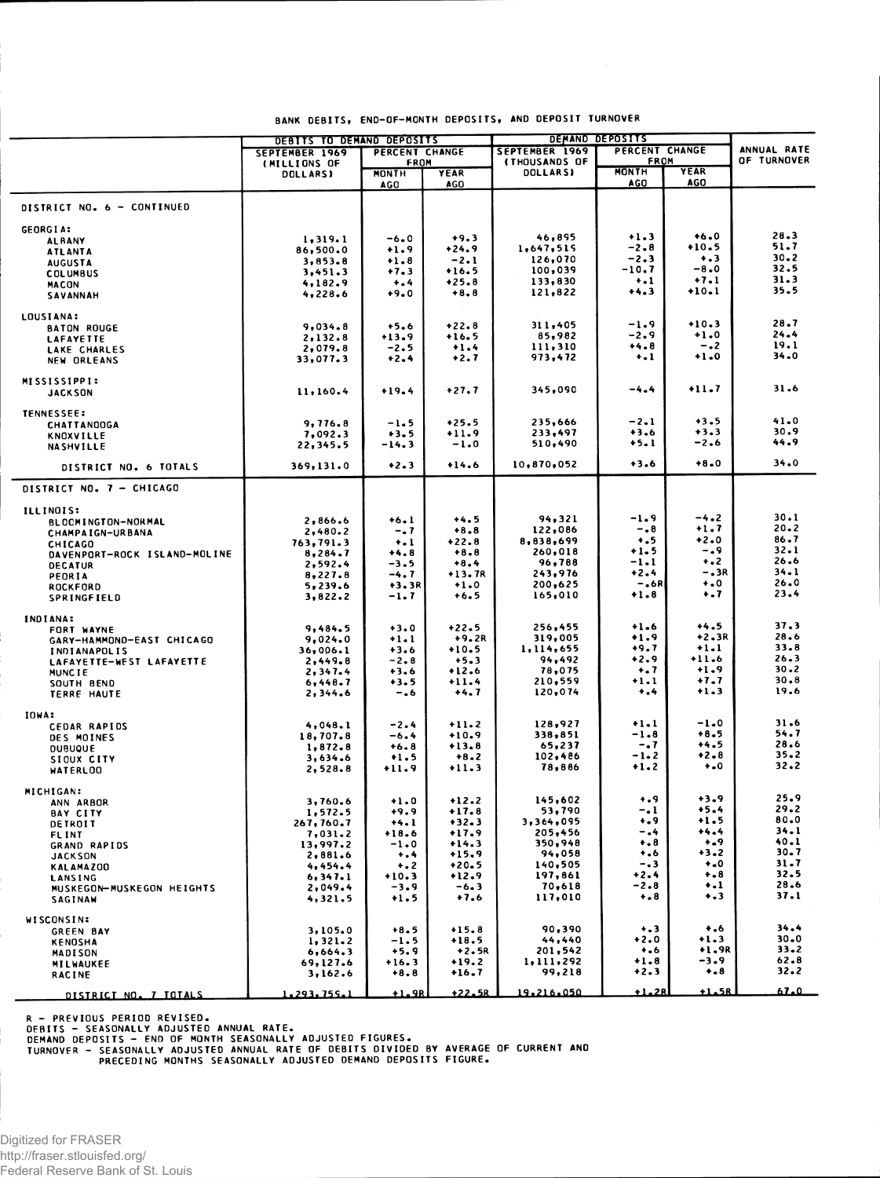BANK DEBITS, END-OF-MONTH DEPOSITS, AND DEPOSIT TURNOVER

| | DEBITS TO DEMAND DEPOSITS | | | DEMAND DEPOSITS | | | ANNUAL RATE OF TURNOVER |
|---|---|---|---|---|---|---|---|
| | SEPTEMBER 1969 (MILLIONS OF DOLLARS) | PERCENT CHANGE FROM | | SEPTEMBER 1969 (THOUSANDS OF DOLLARS) | PERCENT CHANGE FROM | | |
| | | MONTH AGO | YEAR AGO | | MONTH AGO | YEAR AGO | |
| DISTRICT NO. 6 - CONTINUED | | | | | | | |
| GEORGIA: | | | | | | | |
| ALBANY | 1,319.1 | -6.0 | +9.3 | 46,895 | +1.3 | +6.0 | 28.3 |
| ATLANTA | 86,500.0 | +1.9 | +24.9 | 1,647,515 | -2.8 | +10.5 | 51.7 |
| AUGUSTA | 3,853.8 | +1.8 | -2.1 | 126,070 | -2.3 | +.3 | 30.2 |
| COLUMBUS | 3,451.3 | +7.3 | +16.5 | 100,039 | -10.7 | -8.0 | 32.5 |
| MACON | 4,182.9 | +.4 | +25.8 | 133,830 | +.1 | +7.1 | 31.3 |
| SAVANNAH | 4,228.6 | +9.0 | +8.8 | 121,822 | +4.3 | +10.1 | 35.5 |
| LOUSIANA: | | | | | | | |
| BATON ROUGE | 9,034.8 | +5.6 | +22.8 | 311,405 | -1.9 | +10.3 | 28.7 |
| LAFAYETTE | 2,132.8 | +13.9 | +16.5 | 85,982 | -2.9 | +1.0 | 24.4 |
| LAKE CHARLES | 2,079.8 | -2.5 | +1.4 | 111,310 | +4.8 | -.2 | 19.1 |
| NEW ORLEANS | 33,077.3 | +2.4 | +2.7 | 973,472 | +.1 | +1.0 | 34.0 |
| MISSISSIPPI: | | | | | | | |
| JACKSON | 11,160.4 | +19.4 | +27.7 | 345,090 | -4.4 | +11.7 | 31.6 |
| TENNESSEE: | | | | | | | |
| CHATTANOOGA | 9,776.8 | -1.5 | +25.5 | 235,666 | -2.1 | +3.5 | 41.0 |
| KNOXVILLE | 7,092.3 | +3.5 | +11.9 | 233,497 | +3.6 | +3.3 | 30.9 |
| NASHVILLE | 22,345.5 | -14.3 | -1.0 | 510,490 | +5.1 | -2.6 | 44.9 |
| DISTRICT NO. 6 TOTALS | 369,131.0 | +2.3 | +14.6 | 10,870,052 | +3.6 | +8.0 | 34.0 |
| DISTRICT NO. 7 - CHICAGO | | | | | | | |
| ILLINOIS: | | | | | | | |
| BLOOMINGTON-NORMAL | 2,866.6 | +6.1 | +4.5 | 94,321 | -1.9 | -4.2 | 30.1 |
| CHAMPAIGN-URBANA | 2,480.2 | -.7 | +8.8 | 122,086 | -.8 | +1.7 | 20.2 |
| CHICAGO | 763,791.3 | +.1 | +22.8 | 8,838,699 | +.5 | +2.0 | 86.7 |
| DAVENPORT-ROCK ISLAND-MOLINE | 8,284.7 | +4.8 | +8.8 | 260,018 | +1.5 | -.9 | 32.1 |
| DECATUR | 2,592.4 | -3.5 | +8.4 | 96,788 | -1.1 | +.2 | 26.6 |
| PEORIA | 8,227.8 | -4.7 | +13.7R | 243,976 | +2.4 | -.3R | 34.1 |
| ROCKFORD | 5,239.6 | +3.3R | +1.0 | 200,625 | -.6R | +.0 | 26.0 |
| SPRINGFIELD | 3,822.2 | -1.7 | +6.5 | 165,010 | +1.8 | +.7 | 23.4 |
| INDIANA: | | | | | | | |
| FORT WAYNE | 9,484.5 | +3.0 | +22.5 | 256,455 | +1.6 | +4.5 | 37.3 |
| GARY-HAMMOND-EAST CHICAGO | 9,024.0 | +1.1 | +9.2R | 319,005 | +1.9 | +2.3R | 28.6 |
| INDIANAPOLIS | 36,006.1 | +3.6 | +10.5 | 1,114,655 | +9.7 | +1.1 | 33.8 |
| LAFAYETTE-WEST LAFAYETTE | 2,449.8 | -2.8 | +5.3 | 94,492 | +2.9 | +11.6 | 26.3 |
| MUNCIE | 2,347.4 | +3.6 | +12.6 | 78,075 | +.7 | +1.9 | 30.2 |
| SOUTH BEND | 6,448.7 | +3.5 | +11.4 | 210,559 | +1.1 | +7.7 | 30.8 |
| TERRE HAUTE | 2,344.6 | -.6 | +4.7 | 120,074 | +.4 | +1.3 | 19.6 |
| IOWA: | | | | | | | |
| CEDAR RAPIDS | 4,048.1 | -2.4 | +11.2 | 128,927 | +1.1 | -1.0 | 31.6 |
| DES MOINES | 18,707.8 | -6.4 | +10.9 | 338,851 | -1.8 | +8.5 | 54.7 |
| DUBUQUE | 1,872.8 | +6.8 | +13.8 | 65,237 | -.7 | +4.5 | 28.6 |
| SIOUX CITY | 3,634.6 | +1.5 | +8.2 | 102,486 | -1.2 | +2.8 | 35.2 |
| WATERLOO | 2,528.8 | +11.9 | +11.3 | 78,886 | +1.2 | +.0 | 32.2 |
| MICHIGAN: | | | | | | | |
| ANN ARBOR | 3,760.6 | +1.0 | +12.2 | 145,602 | +.9 | +3.9 | 25.9 |
| BAY CITY | 1,572.5 | +9.9 | +17.8 | 53,790 | -.1 | +5.4 | 29.2 |
| DETROIT | 267,760.7 | +4.1 | +32.3 | 3,364,095 | +.9 | +1.5 | 80.0 |
| FLINT | 7,031.2 | +18.6 | +17.9 | 205,456 | -.4 | +4.4 | 34.1 |
| GRAND RAPIDS | 13,997.2 | -1.0 | +14.3 | 350,948 | +.8 | +.9 | 40.1 |
| JACKSON | 2,881.6 | +.4 | +15.9 | 94,058 | +.6 | +3.2 | 30.7 |
| KALAMAZOO | 4,454.4 | +.2 | +20.5 | 140,505 | -.3 | +.0 | 31.7 |
| LANSING | 6,347.1 | +10.3 | +12.9 | 197,861 | +2.4 | +.8 | 32.5 |
| MUSKEGON-MUSKEGON HEIGHTS | 2,049.4 | -3.9 | -6.3 | 70,618 | -2.8 | +.1 | 28.6 |
| SAGINAW | 4,321.5 | +1.5 | +7.6 | 117,010 | +.8 | +.3 | 37.1 |
| WISCONSIN: | | | | | | | |
| GREEN BAY | 3,105.0 | +8.5 | +15.8 | 90,390 | +.3 | +.6 | 34.4 |
| KENOSHA | 1,321.2 | -1.5 | +18.5 | 44,440 | +2.0 | +1.3 | 30.0 |
| MADISON | 6,664.3 | +5.9 | +2.5R | 201,542 | +.6 | +1.9R | 33.2 |
| MILWAUKEE | 69,127.6 | +16.3 | +19.2 | 1,111,292 | +1.8 | -3.9 | 62.8 |
| RACINE | 3,162.6 | +8.8 | +16.7 | 99,218 | +2.3 | +.8 | 32.2 |
| DISTRICT NO. 7 TOTALS | 1,293,755.1 | +1.9R | +22.5R | 19,216,050 | +1.2R | +1.5R | 67.0 |

R - PREVIOUS PERIOD REVISED.
DEBITS - SEASONALLY ADJUSTED ANNUAL RATE.
DEMAND DEPOSITS - END OF MONTH SEASONALLY ADJUSTED FIGURES.
TURNOVER - SEASONALLY ADJUSTED ANNUAL RATE OF DEBITS DIVIDED BY AVERAGE OF CURRENT AND PRECEDING MONTHS SEASONALLY ADJUSTED DEMAND DEPOSITS FIGURE.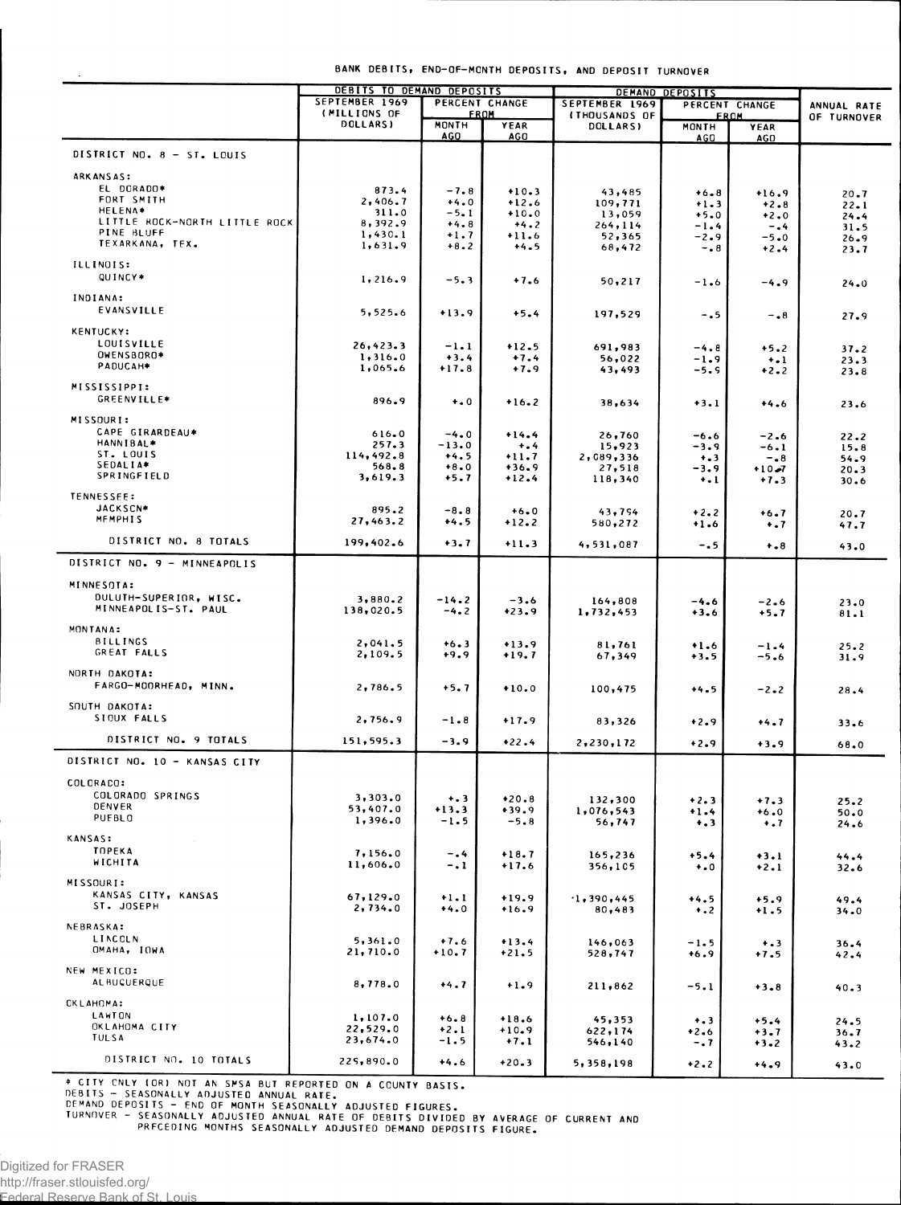BANK DEBITS, END-OF-MONTH DEPOSITS, AND DEPOSIT TURNOVER

| | DEBITS TO DEMAND DEPOSITS | | | DEMAND DEPOSITS | | | ANNUAL RATE OF TURNOVER |
|---|---|---|---|---|---|---|---|
| | SEPTEMBER 1969 (MILLIONS OF DOLLARS) | PERCENT CHANGE FROM | | SEPTEMBER 1969 (THOUSANDS OF DOLLARS) | PERCENT CHANGE FROM | | |
| | | MONTH AGO | YEAR AGO | | MONTH AGO | YEAR AGO | |
| **DISTRICT NO. 8 - ST. LOUIS** | | | | | | | |
| ARKANSAS: | | | | | | | |
| EL DORADO* | 873.4 | -7.8 | +10.3 | 43,485 | +6.8 | +16.9 | 20.7 |
| FORT SMITH | 2,406.7 | +4.0 | +12.6 | 109,771 | +1.3 | +2.8 | 22.1 |
| HELENA* | 311.0 | -5.1 | +10.0 | 13,059 | +5.0 | +2.0 | 24.4 |
| LITTLE ROCK-NORTH LITTLE ROCK | 8,392.9 | +4.8 | +4.2 | 264,114 | -1.4 | -.4 | 31.5 |
| PINE BLUFF | 1,430.1 | +1.7 | +11.6 | 52,365 | -2.9 | -5.0 | 26.9 |
| TEXARKANA, TEX. | 1,631.9 | +8.2 | +4.5 | 68,472 | -.8 | +2.4 | 23.7 |
| ILLINOIS: | | | | | | | |
| QUINCY* | 1,216.9 | -5.3 | +7.6 | 50,217 | -1.6 | -4.9 | 24.0 |
| INDIANA: | | | | | | | |
| EVANSVILLE | 5,525.6 | +13.9 | +5.4 | 197,529 | -.5 | -.8 | 27.9 |
| KENTUCKY: | | | | | | | |
| LOUISVILLE | 26,423.3 | -1.1 | +12.5 | 691,983 | -4.8 | +5.2 | 37.2 |
| OWENSBORO* | 1,316.0 | +3.4 | +7.4 | 56,022 | -1.9 | +.1 | 23.3 |
| PADUCAH* | 1,065.6 | +17.8 | +7.9 | 43,493 | -5.9 | +2.2 | 23.8 |
| MISSISSIPPI: | | | | | | | |
| GREENVILLE* | 896.9 | +.0 | +16.2 | 38,634 | +3.1 | +4.6 | 23.6 |
| MISSOURI: | | | | | | | |
| CAPE GIRARDEAU* | 616.0 | -4.0 | +14.4 | 26,760 | -6.6 | -2.6 | 22.2 |
| HANNIBAL* | 257.3 | -13.0 | +.4 | 15,923 | -3.9 | -6.1 | 15.8 |
| ST. LOUIS | 114,492.8 | +4.5 | +11.7 | 2,089,336 | +.3 | -.8 | 54.9 |
| SEDALIA* | 568.8 | +8.0 | +36.9 | 27,518 | -3.9 | +10.7 | 20.3 |
| SPRINGFIELD | 3,619.3 | +5.7 | +12.4 | 118,340 | +.1 | +7.3 | 30.6 |
| TENNESSEE: | | | | | | | |
| JACKSON* | 895.2 | -8.8 | +6.0 | 43,794 | +2.2 | +6.7 | 20.7 |
| MEMPHIS | 27,463.2 | +4.5 | +12.2 | 580,272 | +1.6 | +.7 | 47.7 |
| DISTRICT NO. 8 TOTALS | 199,402.6 | +3.7 | +11.3 | 4,531,087 | -.5 | +.8 | 43.0 |
| **DISTRICT NO. 9 - MINNEAPOLIS** | | | | | | | |
| MINNESOTA: | | | | | | | |
| DULUTH-SUPERIOR, WISC. | 3,880.2 | -14.2 | -3.6 | 164,808 | -4.6 | -2.6 | 23.0 |
| MINNEAPOLIS-ST. PAUL | 138,020.5 | -4.2 | +23.9 | 1,732,453 | +3.6 | +5.7 | 81.1 |
| MONTANA: | | | | | | | |
| BILLINGS | 2,041.5 | +6.3 | +13.9 | 81,761 | +1.6 | -1.4 | 25.2 |
| GREAT FALLS | 2,109.5 | +9.9 | +19.7 | 67,349 | +3.5 | -5.6 | 31.9 |
| NORTH DAKOTA: | | | | | | | |
| FARGO-MOORHEAD, MINN. | 2,786.5 | +5.7 | +10.0 | 100,475 | +4.5 | -2.2 | 28.4 |
| SOUTH DAKOTA: | | | | | | | |
| SIOUX FALLS | 2,756.9 | -1.8 | +17.9 | 83,326 | +2.9 | +4.7 | 33.6 |
| DISTRICT NO. 9 TOTALS | 151,595.3 | -3.9 | +22.4 | 2,230,172 | +2.9 | +3.9 | 68.0 |
| **DISTRICT NO. 10 - KANSAS CITY** | | | | | | | |
| COLORADO: | | | | | | | |
| COLORADO SPRINGS | 3,303.0 | +.3 | +20.8 | 132,300 | +2.3 | +7.3 | 25.2 |
| DENVER | 53,407.0 | +13.3 | +39.9 | 1,076,543 | +1.4 | +6.0 | 50.0 |
| PUEBLO | 1,396.0 | -1.5 | -5.8 | 56,747 | +.3 | +.7 | 24.6 |
| KANSAS: | | | | | | | |
| TOPEKA | 7,156.0 | -.4 | +18.7 | 165,236 | +5.4 | +3.1 | 44.4 |
| WICHITA | 11,606.0 | -.1 | +17.6 | 356,105 | +.0 | +2.1 | 32.6 |
| MISSOURI: | | | | | | | |
| KANSAS CITY, KANSAS | 67,129.0 | +1.1 | +19.9 | 1,390,445 | +4.5 | +5.9 | 49.4 |
| ST. JOSEPH | 2,734.0 | +4.0 | +16.9 | 80,483 | +.2 | +1.5 | 34.0 |
| NEBRASKA: | | | | | | | |
| LINCOLN | 5,361.0 | +7.6 | +13.4 | 146,063 | -1.5 | +.3 | 36.4 |
| OMAHA, IOWA | 21,710.0 | +10.7 | +21.5 | 528,747 | +6.9 | +7.5 | 42.4 |
| NEW MEXICO: | | | | | | | |
| ALBUQUERQUE | 8,778.0 | +4.7 | +1.9 | 211,862 | -5.1 | +3.8 | 40.3 |
| OKLAHOMA: | | | | | | | |
| LAWTON | 1,107.0 | +6.8 | +18.6 | 45,353 | +.3 | +5.4 | 24.5 |
| OKLAHOMA CITY | 22,529.0 | +2.1 | +10.9 | 622,174 | +2.6 | +3.7 | 36.7 |
| TULSA | 23,674.0 | -1.5 | +7.1 | 546,140 | -.7 | +3.2 | 43.2 |
| DISTRICT NO. 10 TOTALS | 225,890.0 | +4.6 | +20.3 | 5,358,198 | +2.2 | +4.9 | 43.0 |

* CITY ONLY (OR) NOT AN SMSA BUT REPORTED ON A COUNTY BASIS.
DEBITS - SEASONALLY ADJUSTED ANNUAL RATE.
DEMAND DEPOSITS - END OF MONTH SEASONALLY ADJUSTED FIGURES.
TURNOVER - SEASONALLY ADJUSTED ANNUAL RATE OF DEBITS DIVIDED BY AVERAGE OF CURRENT AND PRECEDING MONTHS SEASONALLY ADJUSTED DEMAND DEPOSITS FIGURE.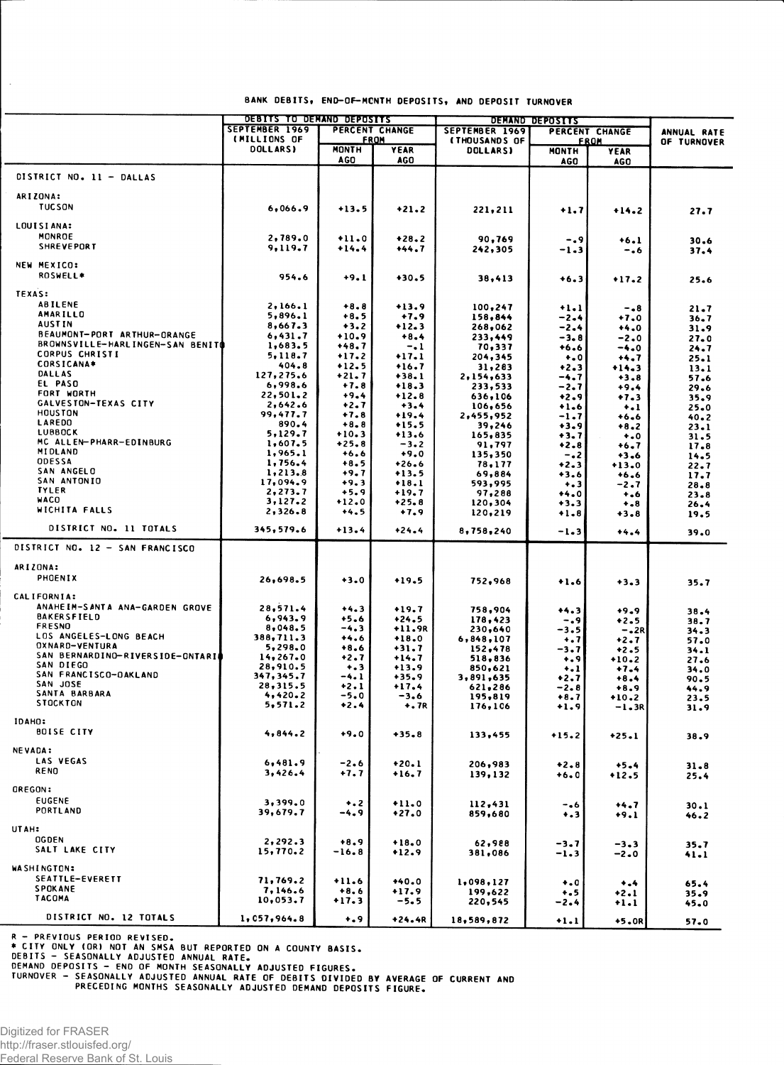## BANK DEBITS, END-OF-MONTH DEPOSITS, AND DEPOSIT TURNOVER

| | DEBITS TO DEMAND DEPOSITS | | | DEMAND DEPOSITS | | | |
|---|---|---|---|---|---|---|---|
| | SEPTEMBER 1969 (MILLIONS OF DOLLARS) | PERCENT CHANGE FROM | | SEPTEMBER 1969 (THOUSANDS OF DOLLARS) | PERCENT CHANGE FROM | | ANNUAL RATE OF TURNOVER |
| | | MONTH AGO | YEAR AGO | | MONTH AGO | YEAR AGO | |
| **DISTRICT NO. 11 - DALLAS** | | | | | | | |
| ARIZONA: | | | | | | | |
| TUCSON | 6,066.9 | +13.5 | +21.2 | 221,211 | +1.7 | +14.2 | 27.7 |
| LOUISIANA: | | | | | | | |
| MONROE | 2,789.0 | +11.0 | +28.2 | 90,769 | -.9 | +6.1 | 30.6 |
| SHREVEPORT | 9,119.7 | +14.4 | +44.7 | 242,305 | -1.3 | -.6 | 37.4 |
| NEW MEXICO: | | | | | | | |
| ROSWELL* | 954.6 | +9.1 | +30.5 | 38,413 | +6.3 | +17.2 | 25.6 |
| TEXAS: | | | | | | | |
| ABILENE | 2,166.1 | +8.8 | +13.9 | 100,247 | +1.1 | -.8 | 21.7 |
| AMARILLO | 5,896.1 | +8.5 | +7.9 | 158,844 | -2.4 | +7.0 | 36.7 |
| AUSTIN | 8,667.3 | +3.2 | +12.3 | 268,062 | -2.4 | +4.0 | 31.9 |
| BEAUMONT-PORT ARTHUR-ORANGE | 6,431.7 | +10.9 | +8.4 | 233,449 | -3.8 | -2.0 | 27.0 |
| BROWNSVILLE-HARLINGEN-SAN BENITO | 1,683.5 | +48.7 | -.1 | 70,337 | +6.6 | -4.0 | 24.7 |
| CORPUS CHRISTI | 5,118.7 | +17.2 | +17.1 | 204,345 | +.0 | +4.7 | 25.1 |
| CORSICANA* | 404.8 | +12.5 | +16.7 | 31,283 | +2.3 | +14.3 | 13.1 |
| DALLAS | 127,275.6 | +21.7 | +38.1 | 2,154,633 | -4.7 | +3.8 | 57.6 |
| EL PASO | 6,998.6 | +7.8 | +18.3 | 233,533 | -2.7 | +9.4 | 29.6 |
| FORT WORTH | 22,501.2 | +9.4 | +12.8 | 636,106 | +2.9 | +7.3 | 35.9 |
| GALVESTON-TEXAS CITY | 2,642.6 | +2.7 | +3.4 | 106,656 | +1.6 | +.1 | 25.0 |
| HOUSTON | 99,477.7 | +7.8 | +19.4 | 2,455,952 | -1.7 | +6.6 | 40.2 |
| LAREDO | 890.4 | +8.8 | +15.5 | 39,246 | +3.9 | +8.2 | 23.1 |
| LUBBOCK | 5,129.7 | +10.3 | +13.6 | 165,835 | +3.7 | +.0 | 31.5 |
| MC ALLEN-PHARR-EDINBURG | 1,607.5 | +25.8 | -3.2 | 91,797 | +2.8 | +6.7 | 17.8 |
| MIDLAND | 1,965.1 | +6.6 | +9.0 | 135,350 | -.2 | +3.6 | 14.5 |
| ODESSA | 1,756.4 | +8.5 | +26.6 | 78,177 | +2.3 | +13.0 | 22.7 |
| SAN ANGELO | 1,213.8 | +9.7 | +13.5 | 69,884 | +3.6 | +6.6 | 17.7 |
| SAN ANTONIO | 17,094.9 | +9.3 | +18.1 | 593,995 | +.3 | -2.7 | 28.8 |
| TYLER | 2,273.7 | +5.9 | +19.7 | 97,288 | +4.0 | +.6 | 23.8 |
| WACO | 3,127.2 | +12.0 | +25.8 | 120,304 | +3.3 | +.8 | 26.4 |
| WICHITA FALLS | 2,326.8 | +4.5 | +7.9 | 120,219 | +1.8 | +3.8 | 19.5 |
| DISTRICT NO. 11 TOTALS | 345,579.6 | +13.4 | +24.4 | 8,758,240 | -1.3 | +4.4 | 39.0 |
| **DISTRICT NO. 12 - SAN FRANCISCO** | | | | | | | |
| ARIZONA: | | | | | | | |
| PHOENIX | 26,698.5 | +3.0 | +19.5 | 752,968 | +1.6 | +3.3 | 35.7 |
| CALIFORNIA: | | | | | | | |
| ANAHEIM-SANTA ANA-GARDEN GROVE | 28,571.4 | +4.3 | +19.7 | 758,904 | +4.3 | +9.9 | 38.4 |
| BAKERSFIELD | 6,943.9 | +5.6 | +24.5 | 178,423 | -.9 | +2.5 | 38.7 |
| FRESNO | 8,048.5 | -4.3 | +11.9R | 230,640 | -3.5 | -.2R | 34.3 |
| LOS ANGELES-LONG BEACH | 388,711.3 | +4.6 | +18.0 | 6,848,107 | +.7 | +2.7 | 57.0 |
| OXNARD-VENTURA | 5,298.0 | +8.6 | +31.7 | 152,478 | -3.7 | +2.5 | 34.1 |
| SAN BERNARDINO-RIVERSIDE-ONTARIO | 14,267.0 | +2.7 | +14.7 | 518,836 | +.9 | +10.2 | 27.6 |
| SAN DIEGO | 28,910.5 | +.3 | +13.9 | 850,621 | +.1 | +7.4 | 34.0 |
| SAN FRANCISCO-OAKLAND | 347,345.7 | -4.1 | +35.9 | 3,891,635 | +2.7 | +8.4 | 90.5 |
| SAN JOSE | 28,315.5 | +2.1 | +17.4 | 621,286 | -2.8 | +8.9 | 44.9 |
| SANTA BARBARA | 4,420.2 | -5.0 | -3.6 | 195,819 | +8.7 | +10.2 | 23.5 |
| STOCKTON | 5,571.2 | +2.4 | +.7R | 176,106 | +1.9 | -1.3R | 31.9 |
| IDAHO: | | | | | | | |
| BOISE CITY | 4,844.2 | +9.0 | +35.8 | 133,455 | +15.2 | +25.1 | 38.9 |
| NEVADA: | | | | | | | |
| LAS VEGAS | 6,481.9 | -2.6 | +20.1 | 206,983 | +2.8 | +5.4 | 31.8 |
| RENO | 3,426.4 | +7.7 | +16.7 | 139,132 | +6.0 | +12.5 | 25.4 |
| OREGON: | | | | | | | |
| EUGENE | 3,399.0 | +.2 | +11.0 | 112,431 | -.6 | +4.7 | 30.1 |
| PORTLAND | 39,679.7 | -4.9 | +27.0 | 859,680 | +.3 | +9.1 | 46.2 |
| UTAH: | | | | | | | |
| OGDEN | 2,292.3 | +8.9 | +18.0 | 62,988 | -3.7 | -3.3 | 35.7 |
| SALT LAKE CITY | 15,770.2 | -16.8 | +12.9 | 381,086 | -1.3 | -2.0 | 41.1 |
| WASHINGTON: | | | | | | | |
| SEATTLE-EVERETT | 71,769.2 | +11.6 | +40.0 | 1,098,127 | +.0 | +.4 | 65.4 |
| SPOKANE | 7,146.6 | +8.6 | +17.9 | 199,622 | +.5 | +2.1 | 35.9 |
| TACOMA | 10,053.7 | +17.3 | -5.5 | 220,545 | -2.4 | +1.1 | 45.0 |
| DISTRICT NO. 12 TOTALS | 1,057,964.8 | +.9 | +24.4R | 18,589,872 | +1.1 | +5.0R | 57.0 |

R - PREVIOUS PERIOD REVISED.
* CITY ONLY (OR) NOT AN SMSA BUT REPORTED ON A COUNTY BASIS.
DEBITS - SEASONALLY ADJUSTED ANNUAL RATE.
DEMAND DEPOSITS - END OF MONTH SEASONALLY ADJUSTED FIGURES.
TURNOVER - SEASONALLY ADJUSTED ANNUAL RATE OF DEBITS DIVIDED BY AVERAGE OF CURRENT AND PRECEDING MONTHS SEASONALLY ADJUSTED DEMAND DEPOSITS FIGURE.